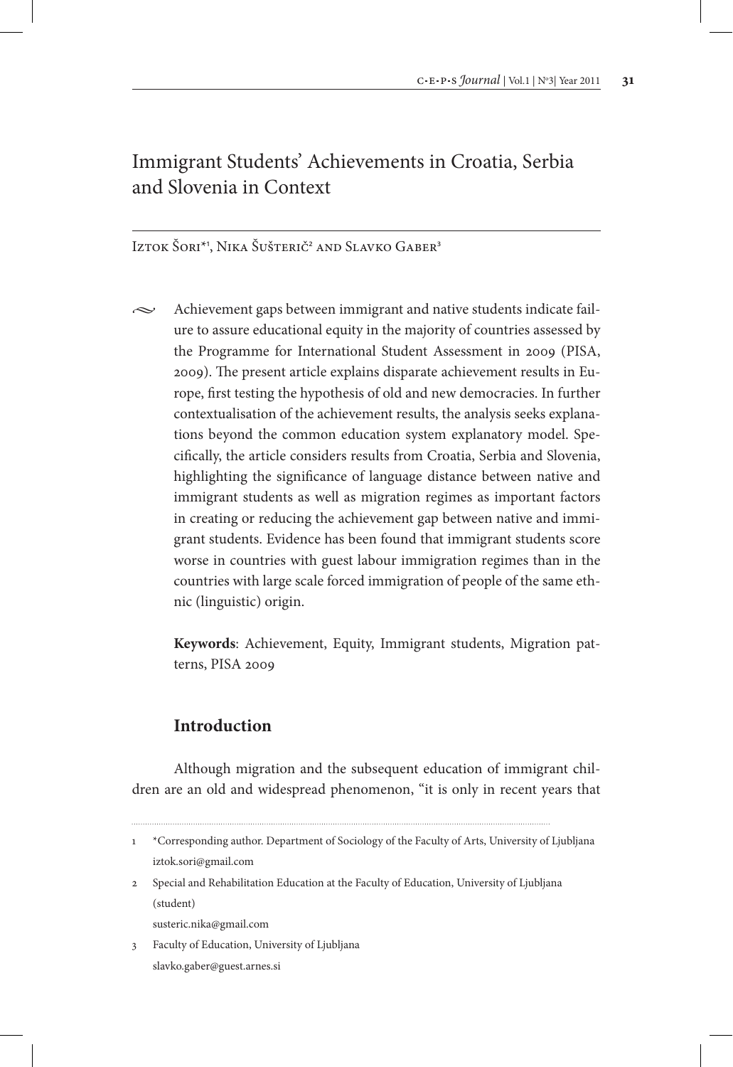# Immigrant Students' Achievements in Croatia, Serbia and Slovenia in Context

Iztok Šori*[1], Nika Šušterič[2] and Slavko Gaber[3]

Achievement gaps between immigrant and native students indicate failure to assure educational equity in the majority of countries assessed by the Programme for International Student Assessment in 2009 (PISA, 2009). The present article explains disparate achievement results in Europe, first testing the hypothesis of old and new democracies. In further contextualisation of the achievement results, the analysis seeks explanations beyond the common education system explanatory model. Specifically, the article considers results from Croatia, Serbia and Slovenia, highlighting the significance of language distance between native and immigrant students as well as migration regimes as important factors in creating or reducing the achievement gap between native and immigrant students. Evidence has been found that immigrant students score worse in countries with guest labour immigration regimes than in the countries with large scale forced immigration of people of the same ethnic (linguistic) origin.

**Keywords**: Achievement, Equity, Immigrant students, Migration patterns, PISA 2009

## Introduction

Although migration and the subsequent education of immigrant children are an old and widespread phenomenon, "it is only in recent years that

---

1 *Corresponding author. Department of Sociology of the Faculty of Arts, University of Ljubljana iztok.sori@gmail.com

2 Special and Rehabilitation Education at the Faculty of Education, University of Ljubljana (student) susteric.nika@gmail.com

3 Faculty of Education, University of Ljubljana slavko.gaber@guest.arnes.si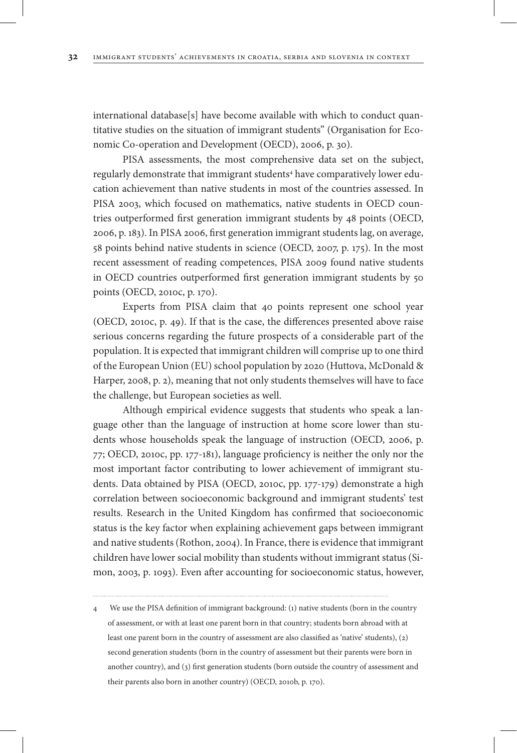international database[s] have become available with which to conduct quantitative studies on the situation of immigrant students" (Organisation for Economic Co-operation and Development (OECD), 2006, p. 30).

PISA assessments, the most comprehensive data set on the subject, regularly demonstrate that immigrant students[4] have comparatively lower education achievement than native students in most of the countries assessed. In PISA 2003, which focused on mathematics, native students in OECD countries outperformed first generation immigrant students by 48 points (OECD, 2006, p. 183). In PISA 2006, first generation immigrant students lag, on average, 58 points behind native students in science (OECD, 2007, p. 175). In the most recent assessment of reading competences, PISA 2009 found native students in OECD countries outperformed first generation immigrant students by 50 points (OECD, 2010c, p. 170).

Experts from PISA claim that 40 points represent one school year (OECD, 2010c, p. 49). If that is the case, the differences presented above raise serious concerns regarding the future prospects of a considerable part of the population. It is expected that immigrant children will comprise up to one third of the European Union (EU) school population by 2020 (Huttova, McDonald & Harper, 2008, p. 2), meaning that not only students themselves will have to face the challenge, but European societies as well.

Although empirical evidence suggests that students who speak a language other than the language of instruction at home score lower than students whose households speak the language of instruction (OECD, 2006, p. 77; OECD, 2010c, pp. 177-181), language proficiency is neither the only nor the most important factor contributing to lower achievement of immigrant students. Data obtained by PISA (OECD, 2010c, pp. 177-179) demonstrate a high correlation between socioeconomic background and immigrant students' test results. Research in the United Kingdom has confirmed that socioeconomic status is the key factor when explaining achievement gaps between immigrant and native students (Rothon, 2004). In France, there is evidence that immigrant children have lower social mobility than students without immigrant status (Simon, 2003, p. 1093). Even after accounting for socioeconomic status, however,

---

[4] We use the PISA definition of immigrant background: (1) native students (born in the country of assessment, or with at least one parent born in that country; students born abroad with at least one parent born in the country of assessment are also classified as 'native' students), (2) second generation students (born in the country of assessment but their parents were born in another country), and (3) first generation students (born outside the country of assessment and their parents also born in another country) (OECD, 2010b, p. 170).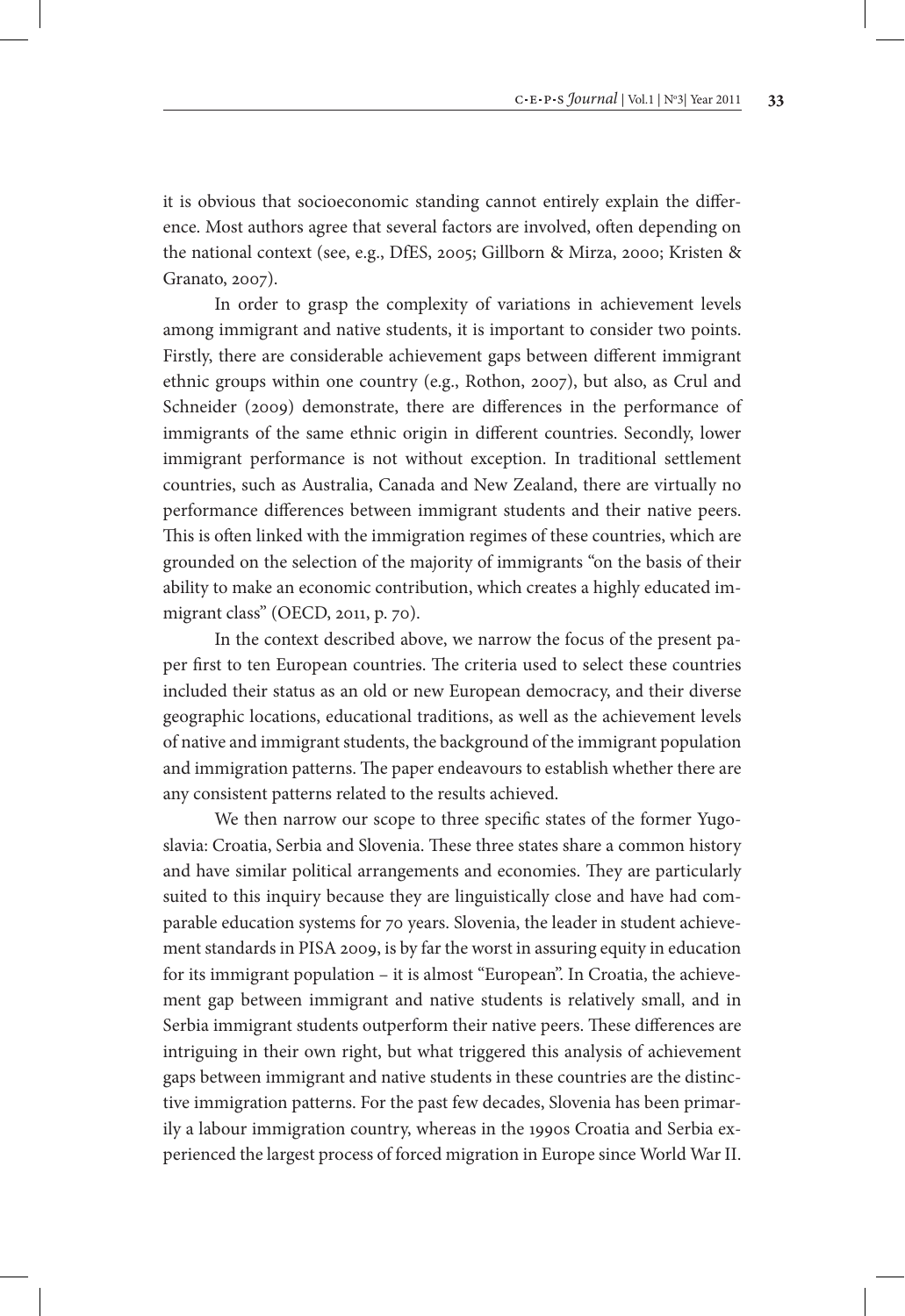it is obvious that socioeconomic standing cannot entirely explain the difference. Most authors agree that several factors are involved, often depending on the national context (see, e.g., DfES, 2005; Gillborn & Mirza, 2000; Kristen & Granato, 2007).

In order to grasp the complexity of variations in achievement levels among immigrant and native students, it is important to consider two points. Firstly, there are considerable achievement gaps between different immigrant ethnic groups within one country (e.g., Rothon, 2007), but also, as Crul and Schneider (2009) demonstrate, there are differences in the performance of immigrants of the same ethnic origin in different countries. Secondly, lower immigrant performance is not without exception. In traditional settlement countries, such as Australia, Canada and New Zealand, there are virtually no performance differences between immigrant students and their native peers. This is often linked with the immigration regimes of these countries, which are grounded on the selection of the majority of immigrants "on the basis of their ability to make an economic contribution, which creates a highly educated immigrant class" (OECD, 2011, p. 70).

In the context described above, we narrow the focus of the present paper first to ten European countries. The criteria used to select these countries included their status as an old or new European democracy, and their diverse geographic locations, educational traditions, as well as the achievement levels of native and immigrant students, the background of the immigrant population and immigration patterns. The paper endeavours to establish whether there are any consistent patterns related to the results achieved.

We then narrow our scope to three specific states of the former Yugoslavia: Croatia, Serbia and Slovenia. These three states share a common history and have similar political arrangements and economies. They are particularly suited to this inquiry because they are linguistically close and have had comparable education systems for 70 years. Slovenia, the leader in student achievement standards in PISA 2009, is by far the worst in assuring equity in education for its immigrant population – it is almost "European". In Croatia, the achievement gap between immigrant and native students is relatively small, and in Serbia immigrant students outperform their native peers. These differences are intriguing in their own right, but what triggered this analysis of achievement gaps between immigrant and native students in these countries are the distinctive immigration patterns. For the past few decades, Slovenia has been primarily a labour immigration country, whereas in the 1990s Croatia and Serbia experienced the largest process of forced migration in Europe since World War II.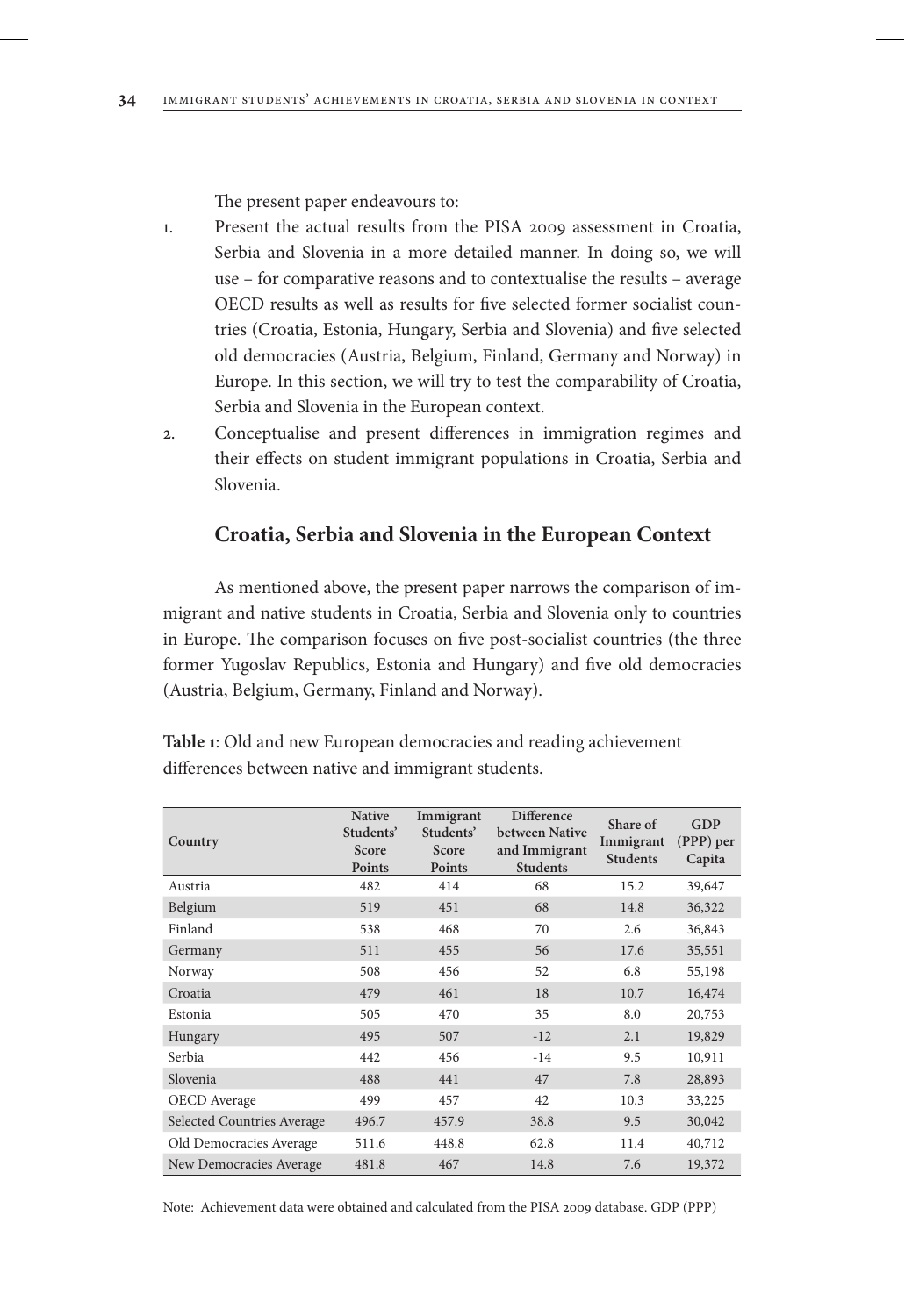The present paper endeavours to:

1. Present the actual results from the PISA 2009 assessment in Croatia, Serbia and Slovenia in a more detailed manner. In doing so, we will use – for comparative reasons and to contextualise the results – average OECD results as well as results for five selected former socialist countries (Croatia, Estonia, Hungary, Serbia and Slovenia) and five selected old democracies (Austria, Belgium, Finland, Germany and Norway) in Europe. In this section, we will try to test the comparability of Croatia, Serbia and Slovenia in the European context.
2. Conceptualise and present differences in immigration regimes and their effects on student immigrant populations in Croatia, Serbia and Slovenia.

## Croatia, Serbia and Slovenia in the European Context

As mentioned above, the present paper narrows the comparison of immigrant and native students in Croatia, Serbia and Slovenia only to countries in Europe. The comparison focuses on five post-socialist countries (the three former Yugoslav Republics, Estonia and Hungary) and five old democracies (Austria, Belgium, Germany, Finland and Norway).

**Table 1**: Old and new European democracies and reading achievement differences between native and immigrant students.

| Country | Native Students' Score Points | Immigrant Students' Score Points | Difference between Native and Immigrant Students | Share of Immigrant Students | GDP (PPP) per Capita |
|---|---|---|---|---|---|
| Austria | 482 | 414 | 68 | 15.2 | 39,647 |
| Belgium | 519 | 451 | 68 | 14.8 | 36,322 |
| Finland | 538 | 468 | 70 | 2.6 | 36,843 |
| Germany | 511 | 455 | 56 | 17.6 | 35,551 |
| Norway | 508 | 456 | 52 | 6.8 | 55,198 |
| Croatia | 479 | 461 | 18 | 10.7 | 16,474 |
| Estonia | 505 | 470 | 35 | 8.0 | 20,753 |
| Hungary | 495 | 507 | -12 | 2.1 | 19,829 |
| Serbia | 442 | 456 | -14 | 9.5 | 10,911 |
| Slovenia | 488 | 441 | 47 | 7.8 | 28,893 |
| OECD Average | 499 | 457 | 42 | 10.3 | 33,225 |
| Selected Countries Average | 496.7 | 457.9 | 38.8 | 9.5 | 30,042 |
| Old Democracies Average | 511.6 | 448.8 | 62.8 | 11.4 | 40,712 |
| New Democracies Average | 481.8 | 467 | 14.8 | 7.6 | 19,372 |

Note: Achievement data were obtained and calculated from the PISA 2009 database. GDP (PPP)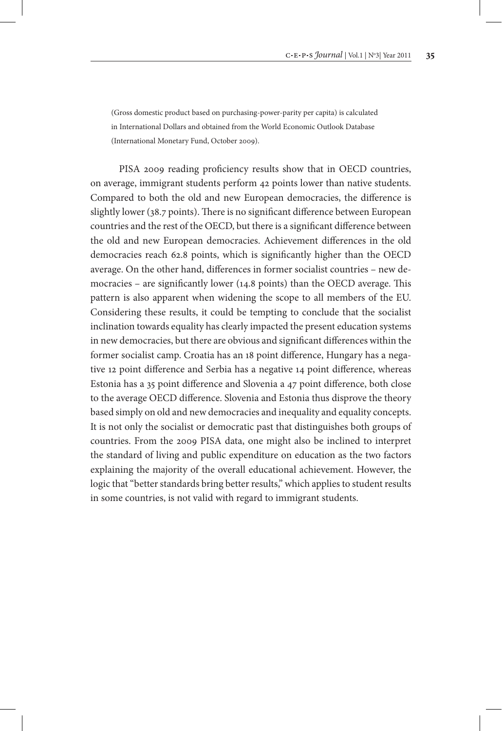(Gross domestic product based on purchasing-power-parity per capita) is calculated in International Dollars and obtained from the World Economic Outlook Database (International Monetary Fund, October 2009).

PISA 2009 reading proficiency results show that in OECD countries, on average, immigrant students perform 42 points lower than native students. Compared to both the old and new European democracies, the difference is slightly lower (38.7 points). There is no significant difference between European countries and the rest of the OECD, but there is a significant difference between the old and new European democracies. Achievement differences in the old democracies reach 62.8 points, which is significantly higher than the OECD average. On the other hand, differences in former socialist countries – new democracies – are significantly lower (14.8 points) than the OECD average. This pattern is also apparent when widening the scope to all members of the EU. Considering these results, it could be tempting to conclude that the socialist inclination towards equality has clearly impacted the present education systems in new democracies, but there are obvious and significant differences within the former socialist camp. Croatia has an 18 point difference, Hungary has a negative 12 point difference and Serbia has a negative 14 point difference, whereas Estonia has a 35 point difference and Slovenia a 47 point difference, both close to the average OECD difference. Slovenia and Estonia thus disprove the theory based simply on old and new democracies and inequality and equality concepts. It is not only the socialist or democratic past that distinguishes both groups of countries. From the 2009 PISA data, one might also be inclined to interpret the standard of living and public expenditure on education as the two factors explaining the majority of the overall educational achievement. However, the logic that "better standards bring better results," which applies to student results in some countries, is not valid with regard to immigrant students.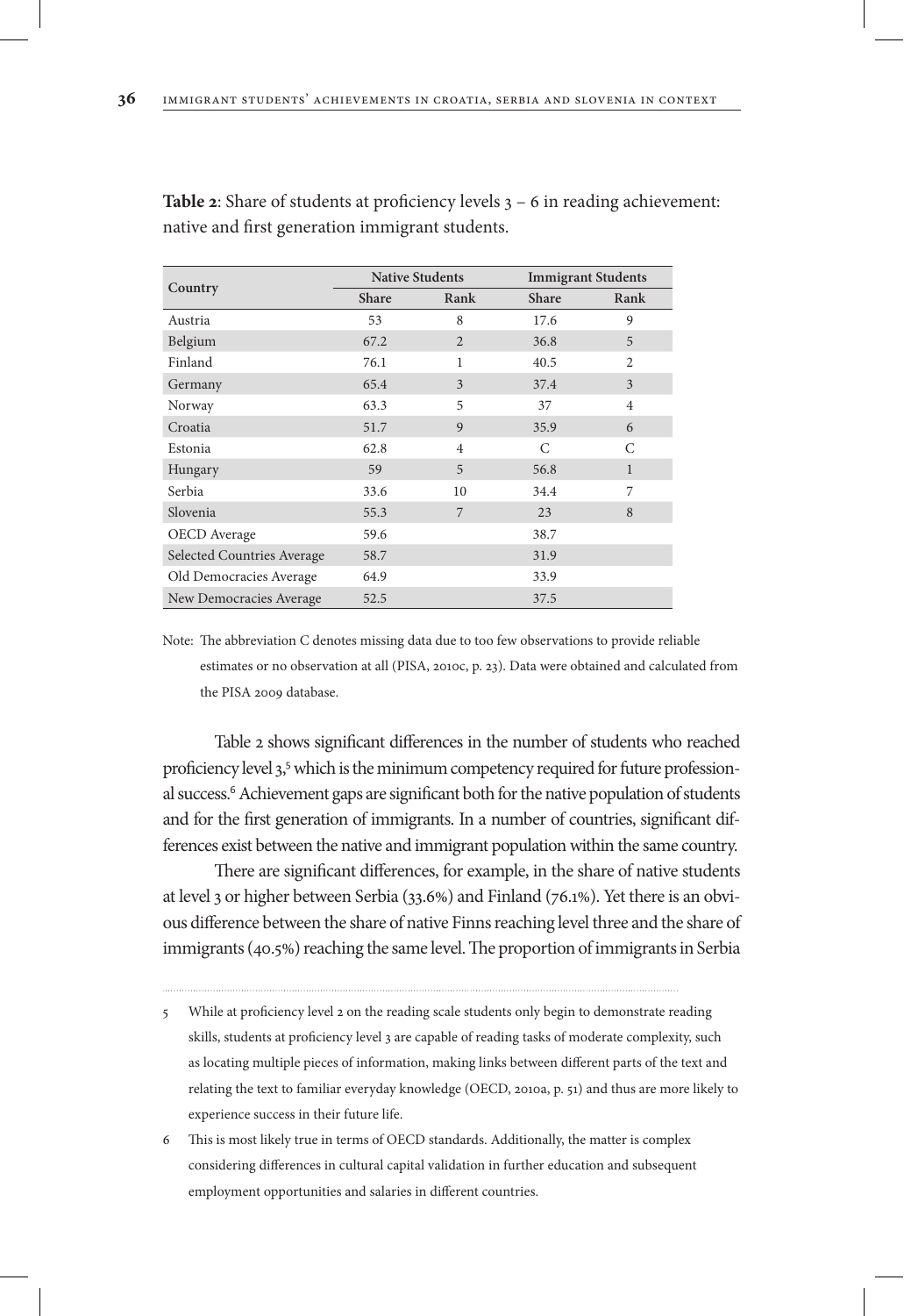**Table 2**: Share of students at proficiency levels 3 – 6 in reading achievement: native and first generation immigrant students.

| Country | Native Students | | Immigrant Students | |
|---|---|---|---|---|
| | Share | Rank | Share | Rank |
| Austria | 53 | 8 | 17.6 | 9 |
| Belgium | 67.2 | 2 | 36.8 | 5 |
| Finland | 76.1 | 1 | 40.5 | 2 |
| Germany | 65.4 | 3 | 37.4 | 3 |
| Norway | 63.3 | 5 | 37 | 4 |
| Croatia | 51.7 | 9 | 35.9 | 6 |
| Estonia | 62.8 | 4 | C | C |
| Hungary | 59 | 5 | 56.8 | 1 |
| Serbia | 33.6 | 10 | 34.4 | 7 |
| Slovenia | 55.3 | 7 | 23 | 8 |
| OECD Average | 59.6 | | 38.7 | |
| Selected Countries Average | 58.7 | | 31.9 | |
| Old Democracies Average | 64.9 | | 33.9 | |
| New Democracies Average | 52.5 | | 37.5 | |

Note: The abbreviation C denotes missing data due to too few observations to provide reliable estimates or no observation at all (PISA, 2010c, p. 23). Data were obtained and calculated from the PISA 2009 database.

Table 2 shows significant differences in the number of students who reached proficiency level 3,[5] which is the minimum competency required for future professional success.[6] Achievement gaps are significant both for the native population of students and for the first generation of immigrants. In a number of countries, significant differences exist between the native and immigrant population within the same country.

There are significant differences, for example, in the share of native students at level 3 or higher between Serbia (33.6%) and Finland (76.1%). Yet there is an obvious difference between the share of native Finns reaching level three and the share of immigrants (40.5%) reaching the same level. The proportion of immigrants in Serbia

---

5 While at proficiency level 2 on the reading scale students only begin to demonstrate reading skills, students at proficiency level 3 are capable of reading tasks of moderate complexity, such as locating multiple pieces of information, making links between different parts of the text and relating the text to familiar everyday knowledge (OECD, 2010a, p. 51) and thus are more likely to experience success in their future life.

6 This is most likely true in terms of OECD standards. Additionally, the matter is complex considering differences in cultural capital validation in further education and subsequent employment opportunities and salaries in different countries.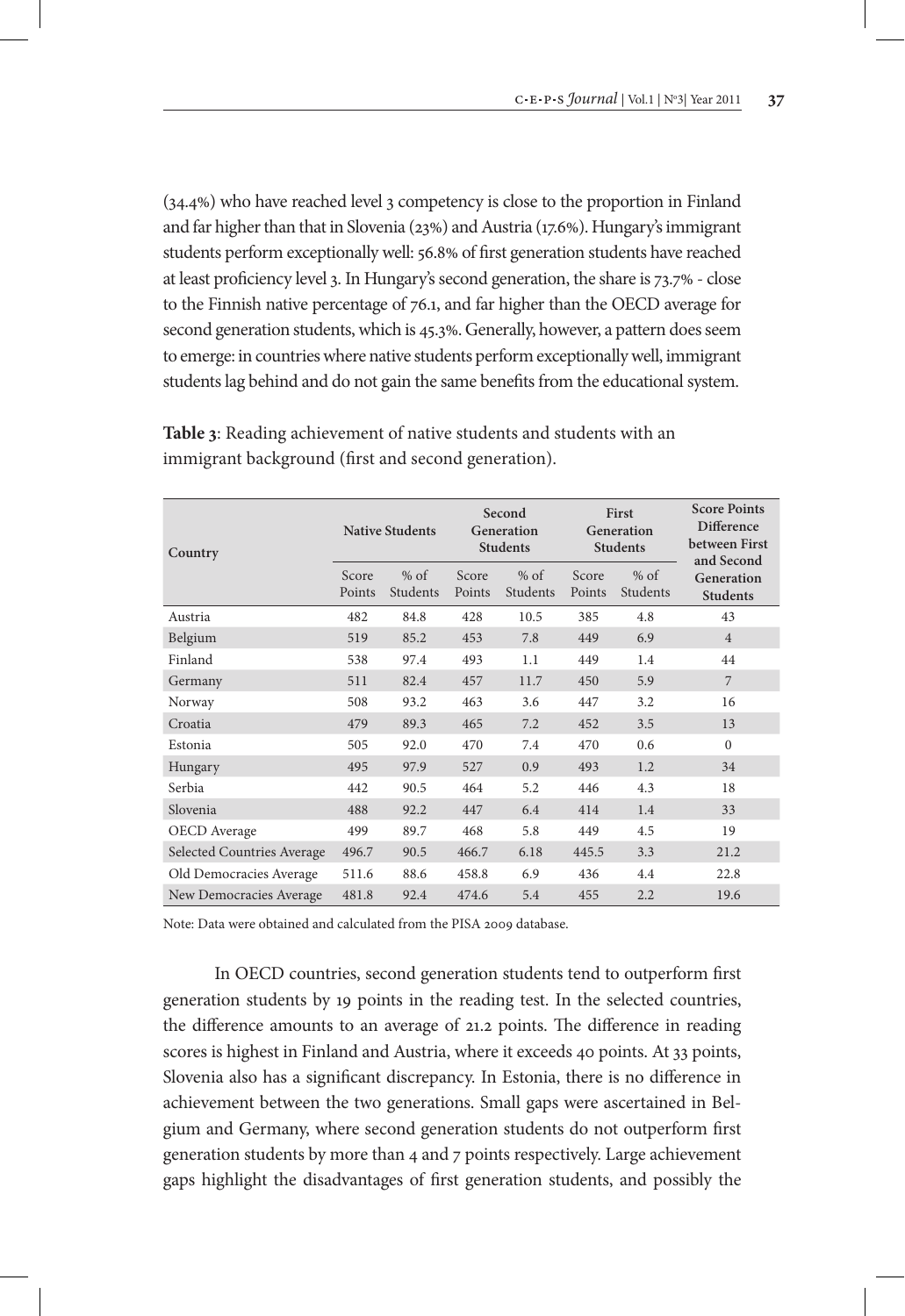(34.4%) who have reached level 3 competency is close to the proportion in Finland and far higher than that in Slovenia (23%) and Austria (17.6%). Hungary's immigrant students perform exceptionally well: 56.8% of first generation students have reached at least proficiency level 3. In Hungary's second generation, the share is 73.7% - close to the Finnish native percentage of 76.1, and far higher than the OECD average for second generation students, which is 45.3%. Generally, however, a pattern does seem to emerge: in countries where native students perform exceptionally well, immigrant students lag behind and do not gain the same benefits from the educational system.

**Table 3**: Reading achievement of native students and students with an immigrant background (first and second generation).

| Country | Native Students | | Second Generation Students | | First Generation Students | | Score Points Difference between First and Second Generation Students |
|---|---|---|---|---|---|---|---|
| | Score Points | % of Students | Score Points | % of Students | Score Points | % of Students | |
| Austria | 482 | 84.8 | 428 | 10.5 | 385 | 4.8 | 43 |
| Belgium | 519 | 85.2 | 453 | 7.8 | 449 | 6.9 | 4 |
| Finland | 538 | 97.4 | 493 | 1.1 | 449 | 1.4 | 44 |
| Germany | 511 | 82.4 | 457 | 11.7 | 450 | 5.9 | 7 |
| Norway | 508 | 93.2 | 463 | 3.6 | 447 | 3.2 | 16 |
| Croatia | 479 | 89.3 | 465 | 7.2 | 452 | 3.5 | 13 |
| Estonia | 505 | 92.0 | 470 | 7.4 | 470 | 0.6 | 0 |
| Hungary | 495 | 97.9 | 527 | 0.9 | 493 | 1.2 | 34 |
| Serbia | 442 | 90.5 | 464 | 5.2 | 446 | 4.3 | 18 |
| Slovenia | 488 | 92.2 | 447 | 6.4 | 414 | 1.4 | 33 |
| OECD Average | 499 | 89.7 | 468 | 5.8 | 449 | 4.5 | 19 |
| Selected Countries Average | 496.7 | 90.5 | 466.7 | 6.18 | 445.5 | 3.3 | 21.2 |
| Old Democracies Average | 511.6 | 88.6 | 458.8 | 6.9 | 436 | 4.4 | 22.8 |
| New Democracies Average | 481.8 | 92.4 | 474.6 | 5.4 | 455 | 2.2 | 19.6 |

Note: Data were obtained and calculated from the PISA 2009 database.

In OECD countries, second generation students tend to outperform first generation students by 19 points in the reading test. In the selected countries, the difference amounts to an average of 21.2 points. The difference in reading scores is highest in Finland and Austria, where it exceeds 40 points. At 33 points, Slovenia also has a significant discrepancy. In Estonia, there is no difference in achievement between the two generations. Small gaps were ascertained in Belgium and Germany, where second generation students do not outperform first generation students by more than 4 and 7 points respectively. Large achievement gaps highlight the disadvantages of first generation students, and possibly the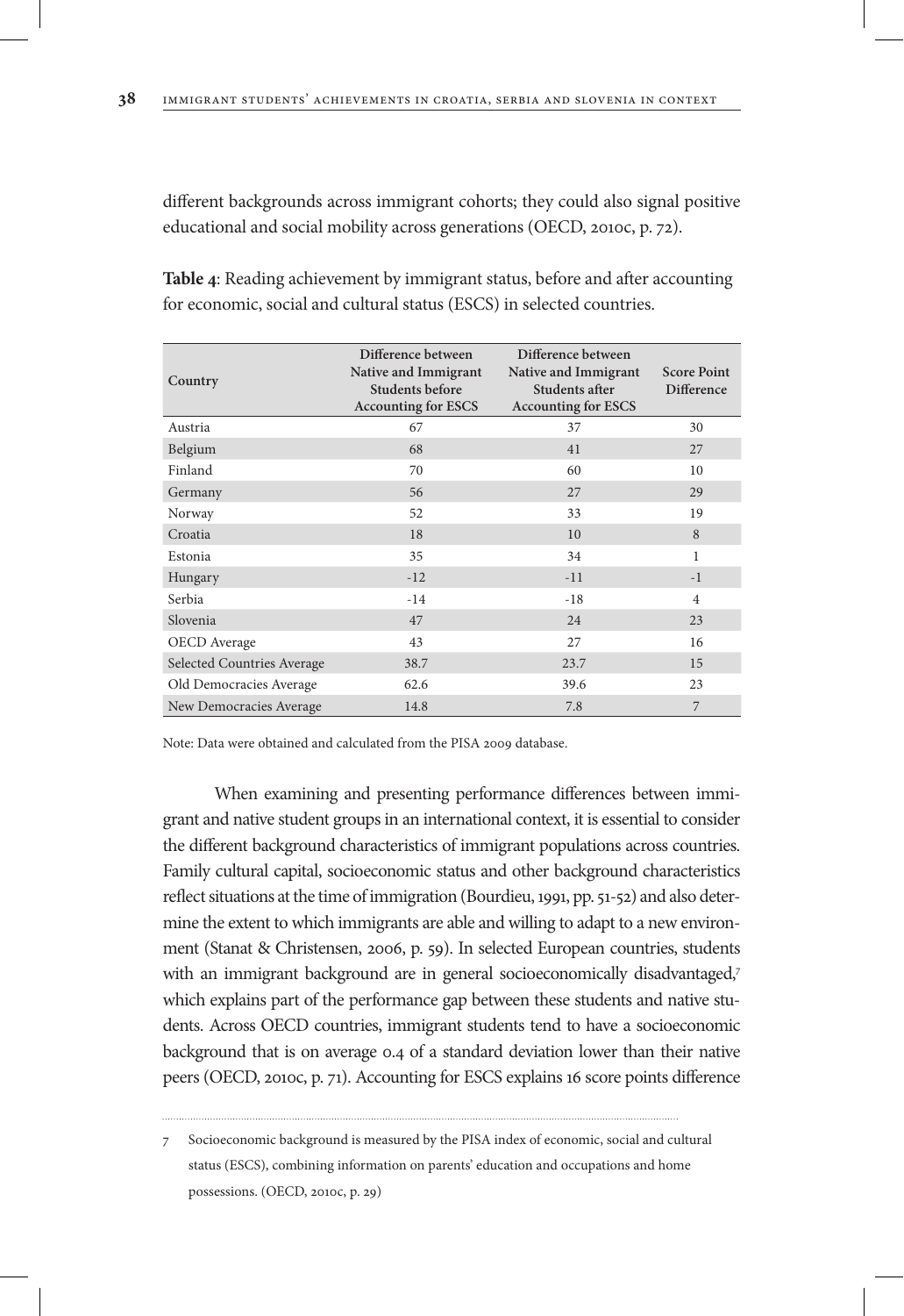different backgrounds across immigrant cohorts; they could also signal positive educational and social mobility across generations (OECD, 2010c, p. 72).

**Table 4**: Reading achievement by immigrant status, before and after accounting for economic, social and cultural status (ESCS) in selected countries.

| Country | Difference between Native and Immigrant Students before Accounting for ESCS | Difference between Native and Immigrant Students after Accounting for ESCS | Score Point Difference |
|---|---|---|---|
| Austria | 67 | 37 | 30 |
| Belgium | 68 | 41 | 27 |
| Finland | 70 | 60 | 10 |
| Germany | 56 | 27 | 29 |
| Norway | 52 | 33 | 19 |
| Croatia | 18 | 10 | 8 |
| Estonia | 35 | 34 | 1 |
| Hungary | -12 | -11 | -1 |
| Serbia | -14 | -18 | 4 |
| Slovenia | 47 | 24 | 23 |
| OECD Average | 43 | 27 | 16 |
| Selected Countries Average | 38.7 | 23.7 | 15 |
| Old Democracies Average | 62.6 | 39.6 | 23 |
| New Democracies Average | 14.8 | 7.8 | 7 |

Note: Data were obtained and calculated from the PISA 2009 database.

When examining and presenting performance differences between immigrant and native student groups in an international context, it is essential to consider the different background characteristics of immigrant populations across countries. Family cultural capital, socioeconomic status and other background characteristics reflect situations at the time of immigration (Bourdieu, 1991, pp. 51-52) and also determine the extent to which immigrants are able and willing to adapt to a new environment (Stanat & Christensen, 2006, p. 59). In selected European countries, students with an immigrant background are in general socioeconomically disadvantaged,[7] which explains part of the performance gap between these students and native students. Across OECD countries, immigrant students tend to have a socioeconomic background that is on average 0.4 of a standard deviation lower than their native peers (OECD, 2010c, p. 71). Accounting for ESCS explains 16 score points difference

---

7 Socioeconomic background is measured by the PISA index of economic, social and cultural status (ESCS), combining information on parents' education and occupations and home possessions. (OECD, 2010c, p. 29)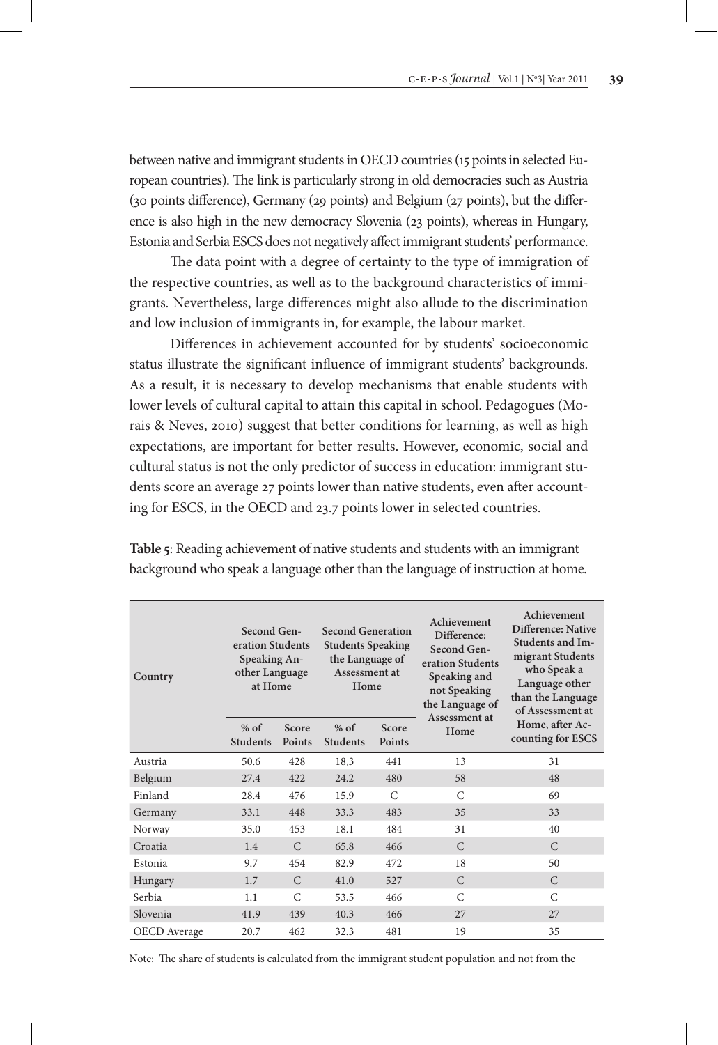between native and immigrant students in OECD countries (15 points in selected European countries). The link is particularly strong in old democracies such as Austria (30 points difference), Germany (29 points) and Belgium (27 points), but the difference is also high in the new democracy Slovenia (23 points), whereas in Hungary, Estonia and Serbia ESCS does not negatively affect immigrant students' performance.

The data point with a degree of certainty to the type of immigration of the respective countries, as well as to the background characteristics of immigrants. Nevertheless, large differences might also allude to the discrimination and low inclusion of immigrants in, for example, the labour market.

Differences in achievement accounted for by students' socioeconomic status illustrate the significant influence of immigrant students' backgrounds. As a result, it is necessary to develop mechanisms that enable students with lower levels of cultural capital to attain this capital in school. Pedagogues (Morais & Neves, 2010) suggest that better conditions for learning, as well as high expectations, are important for better results. However, economic, social and cultural status is not the only predictor of success in education: immigrant students score an average 27 points lower than native students, even after accounting for ESCS, in the OECD and 23.7 points lower in selected countries.

**Table 5**: Reading achievement of native students and students with an immigrant background who speak a language other than the language of instruction at home.

| Country | Second Generation Students Speaking Another Language at Home | | Second Generation Students Speaking the Language of Assessment at Home | | Achievement Difference: Second Generation Students Speaking and not Speaking the Language of Assessment at Home | Achievement Difference: Native Students and Immigrant Students who Speak a Language other than the Language of Assessment at Home, after Accounting for ESCS |
|---|---|---|---|---|---|---|
| | % of Students | Score Points | % of Students | Score Points | | |
| Austria | 50.6 | 428 | 18,3 | 441 | 13 | 31 |
| Belgium | 27.4 | 422 | 24.2 | 480 | 58 | 48 |
| Finland | 28.4 | 476 | 15.9 | C | C | 69 |
| Germany | 33.1 | 448 | 33.3 | 483 | 35 | 33 |
| Norway | 35.0 | 453 | 18.1 | 484 | 31 | 40 |
| Croatia | 1.4 | C | 65.8 | 466 | C | C |
| Estonia | 9.7 | 454 | 82.9 | 472 | 18 | 50 |
| Hungary | 1.7 | C | 41.0 | 527 | C | C |
| Serbia | 1.1 | C | 53.5 | 466 | C | C |
| Slovenia | 41.9 | 439 | 40.3 | 466 | 27 | 27 |
| OECD Average | 20.7 | 462 | 32.3 | 481 | 19 | 35 |

Note: The share of students is calculated from the immigrant student population and not from the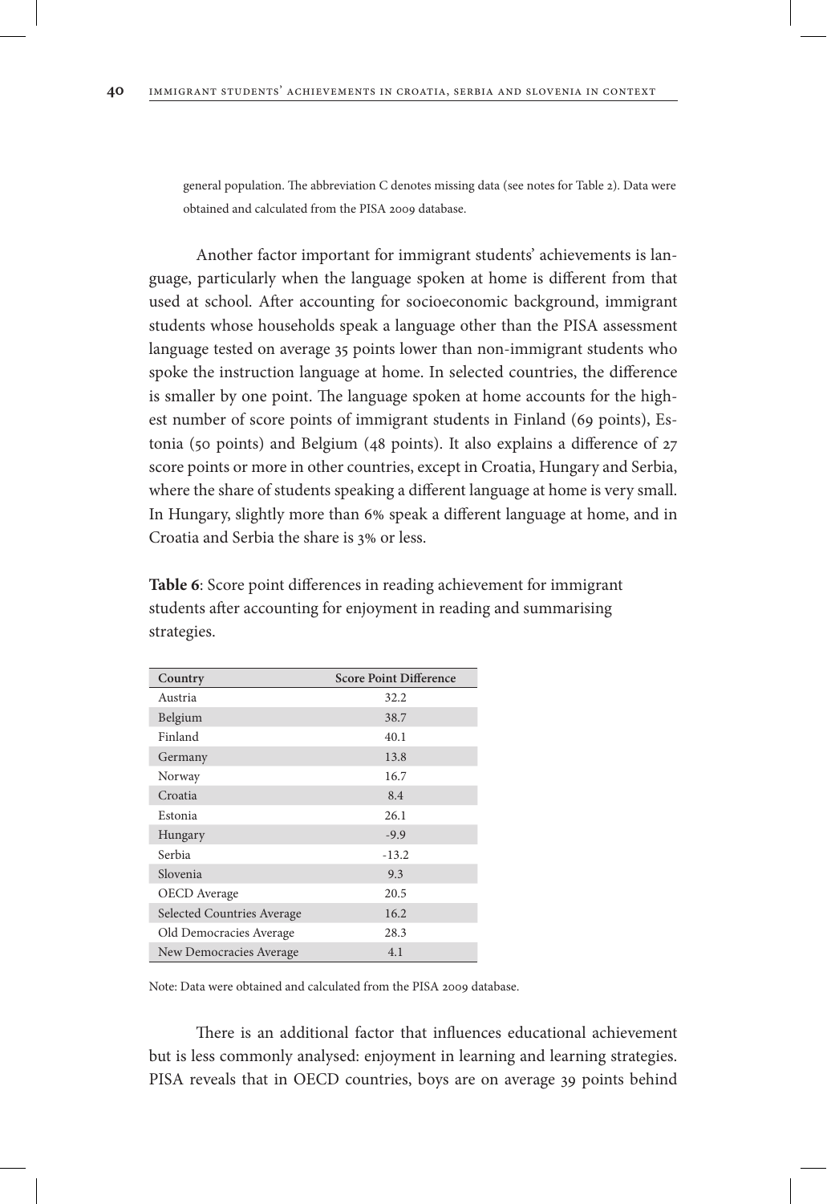general population. The abbreviation C denotes missing data (see notes for Table 2). Data were obtained and calculated from the PISA 2009 database.

Another factor important for immigrant students' achievements is language, particularly when the language spoken at home is different from that used at school. After accounting for socioeconomic background, immigrant students whose households speak a language other than the PISA assessment language tested on average 35 points lower than non-immigrant students who spoke the instruction language at home. In selected countries, the difference is smaller by one point. The language spoken at home accounts for the highest number of score points of immigrant students in Finland (69 points), Estonia (50 points) and Belgium (48 points). It also explains a difference of 27 score points or more in other countries, except in Croatia, Hungary and Serbia, where the share of students speaking a different language at home is very small. In Hungary, slightly more than 6% speak a different language at home, and in Croatia and Serbia the share is 3% or less.

**Table 6**: Score point differences in reading achievement for immigrant students after accounting for enjoyment in reading and summarising strategies.

| Country | Score Point Difference |
|---|---|
| Austria | 32.2 |
| Belgium | 38.7 |
| Finland | 40.1 |
| Germany | 13.8 |
| Norway | 16.7 |
| Croatia | 8.4 |
| Estonia | 26.1 |
| Hungary | -9.9 |
| Serbia | -13.2 |
| Slovenia | 9.3 |
| OECD Average | 20.5 |
| Selected Countries Average | 16.2 |
| Old Democracies Average | 28.3 |
| New Democracies Average | 4.1 |

Note: Data were obtained and calculated from the PISA 2009 database.

There is an additional factor that influences educational achievement but is less commonly analysed: enjoyment in learning and learning strategies. PISA reveals that in OECD countries, boys are on average 39 points behind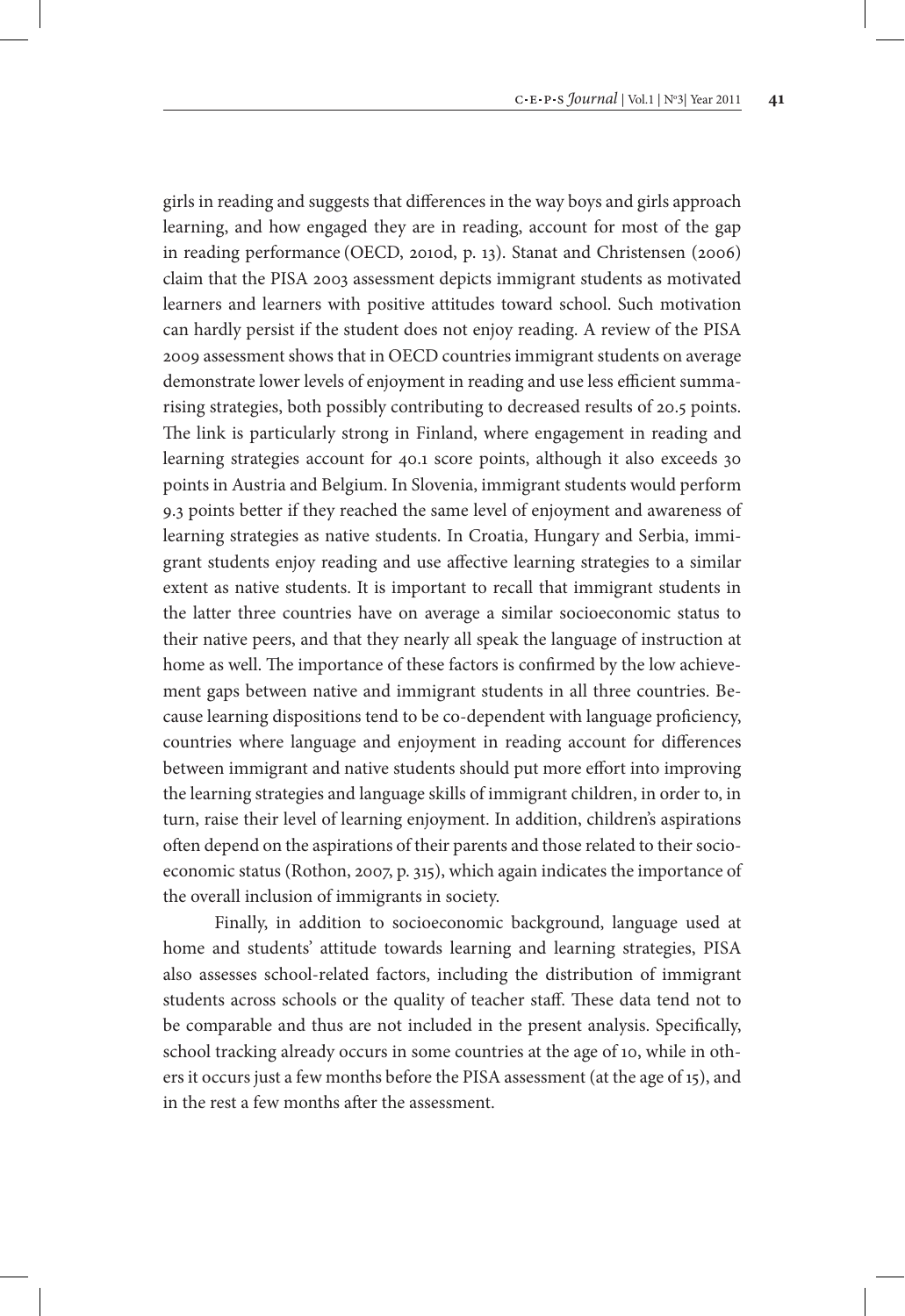girls in reading and suggests that differences in the way boys and girls approach learning, and how engaged they are in reading, account for most of the gap in reading performance (OECD, 2010d, p. 13). Stanat and Christensen (2006) claim that the PISA 2003 assessment depicts immigrant students as motivated learners and learners with positive attitudes toward school. Such motivation can hardly persist if the student does not enjoy reading. A review of the PISA 2009 assessment shows that in OECD countries immigrant students on average demonstrate lower levels of enjoyment in reading and use less efficient summarising strategies, both possibly contributing to decreased results of 20.5 points. The link is particularly strong in Finland, where engagement in reading and learning strategies account for 40.1 score points, although it also exceeds 30 points in Austria and Belgium. In Slovenia, immigrant students would perform 9.3 points better if they reached the same level of enjoyment and awareness of learning strategies as native students. In Croatia, Hungary and Serbia, immigrant students enjoy reading and use affective learning strategies to a similar extent as native students. It is important to recall that immigrant students in the latter three countries have on average a similar socioeconomic status to their native peers, and that they nearly all speak the language of instruction at home as well. The importance of these factors is confirmed by the low achievement gaps between native and immigrant students in all three countries. Because learning dispositions tend to be co-dependent with language proficiency, countries where language and enjoyment in reading account for differences between immigrant and native students should put more effort into improving the learning strategies and language skills of immigrant children, in order to, in turn, raise their level of learning enjoyment. In addition, children's aspirations often depend on the aspirations of their parents and those related to their socioeconomic status (Rothon, 2007, p. 315), which again indicates the importance of the overall inclusion of immigrants in society.

Finally, in addition to socioeconomic background, language used at home and students' attitude towards learning and learning strategies, PISA also assesses school-related factors, including the distribution of immigrant students across schools or the quality of teacher staff. These data tend not to be comparable and thus are not included in the present analysis. Specifically, school tracking already occurs in some countries at the age of 10, while in others it occurs just a few months before the PISA assessment (at the age of 15), and in the rest a few months after the assessment.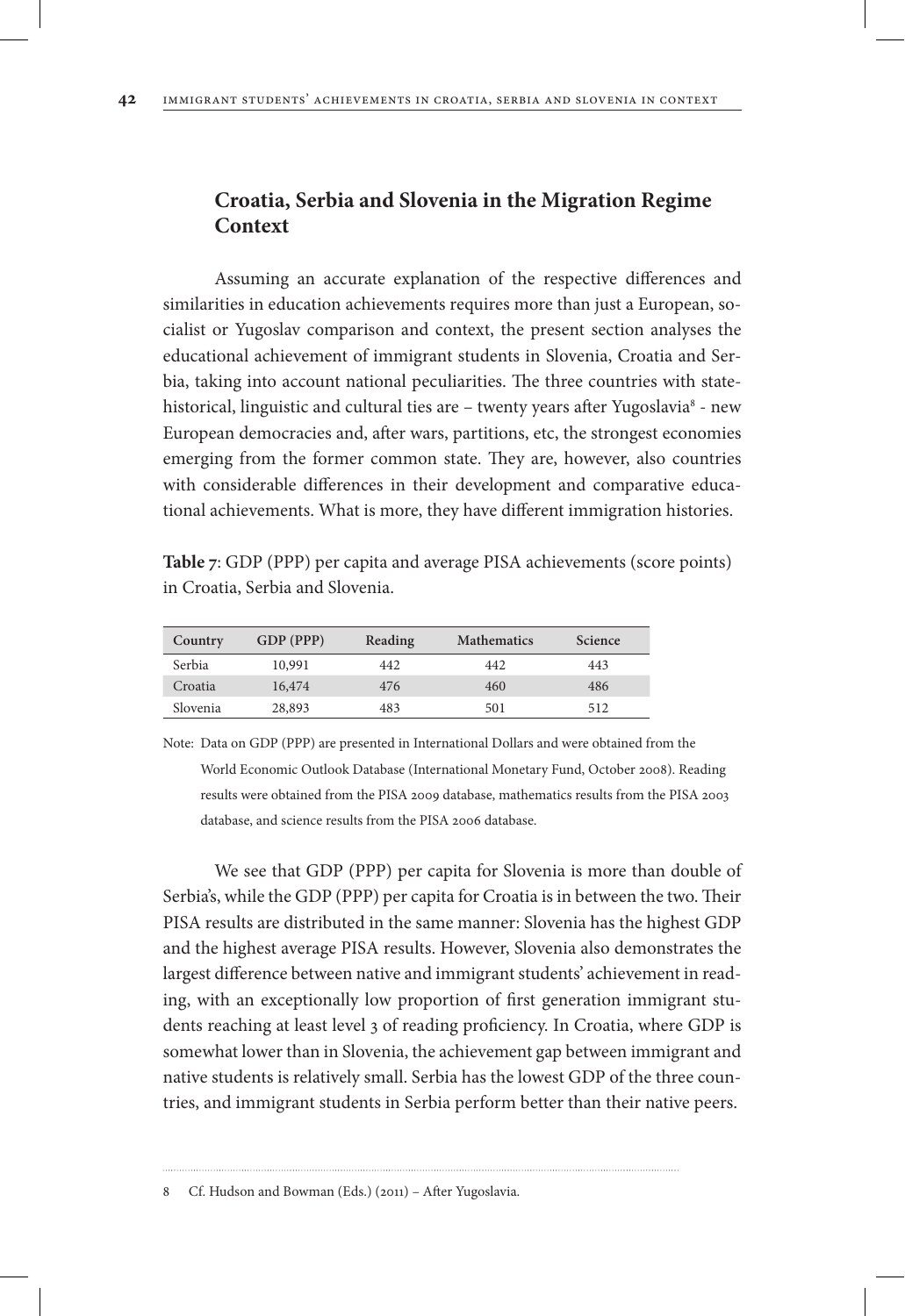## Croatia, Serbia and Slovenia in the Migration Regime Context

Assuming an accurate explanation of the respective differences and similarities in education achievements requires more than just a European, socialist or Yugoslav comparison and context, the present section analyses the educational achievement of immigrant students in Slovenia, Croatia and Serbia, taking into account national peculiarities. The three countries with state-historical, linguistic and cultural ties are – twenty years after Yugoslavia[8] - new European democracies and, after wars, partitions, etc, the strongest economies emerging from the former common state. They are, however, also countries with considerable differences in their development and comparative educational achievements. What is more, they have different immigration histories.

**Table 7**: GDP (PPP) per capita and average PISA achievements (score points) in Croatia, Serbia and Slovenia.

| Country | GDP (PPP) | Reading | Mathematics | Science |
|---|---|---|---|---|
| Serbia | 10,991 | 442 | 442 | 443 |
| Croatia | 16,474 | 476 | 460 | 486 |
| Slovenia | 28,893 | 483 | 501 | 512 |

Note: Data on GDP (PPP) are presented in International Dollars and were obtained from the World Economic Outlook Database (International Monetary Fund, October 2008). Reading results were obtained from the PISA 2009 database, mathematics results from the PISA 2003 database, and science results from the PISA 2006 database.

We see that GDP (PPP) per capita for Slovenia is more than double of Serbia's, while the GDP (PPP) per capita for Croatia is in between the two. Their PISA results are distributed in the same manner: Slovenia has the highest GDP and the highest average PISA results. However, Slovenia also demonstrates the largest difference between native and immigrant students' achievement in reading, with an exceptionally low proportion of first generation immigrant students reaching at least level 3 of reading proficiency. In Croatia, where GDP is somewhat lower than in Slovenia, the achievement gap between immigrant and native students is relatively small. Serbia has the lowest GDP of the three countries, and immigrant students in Serbia perform better than their native peers.

8 Cf. Hudson and Bowman (Eds.) (2011) – After Yugoslavia.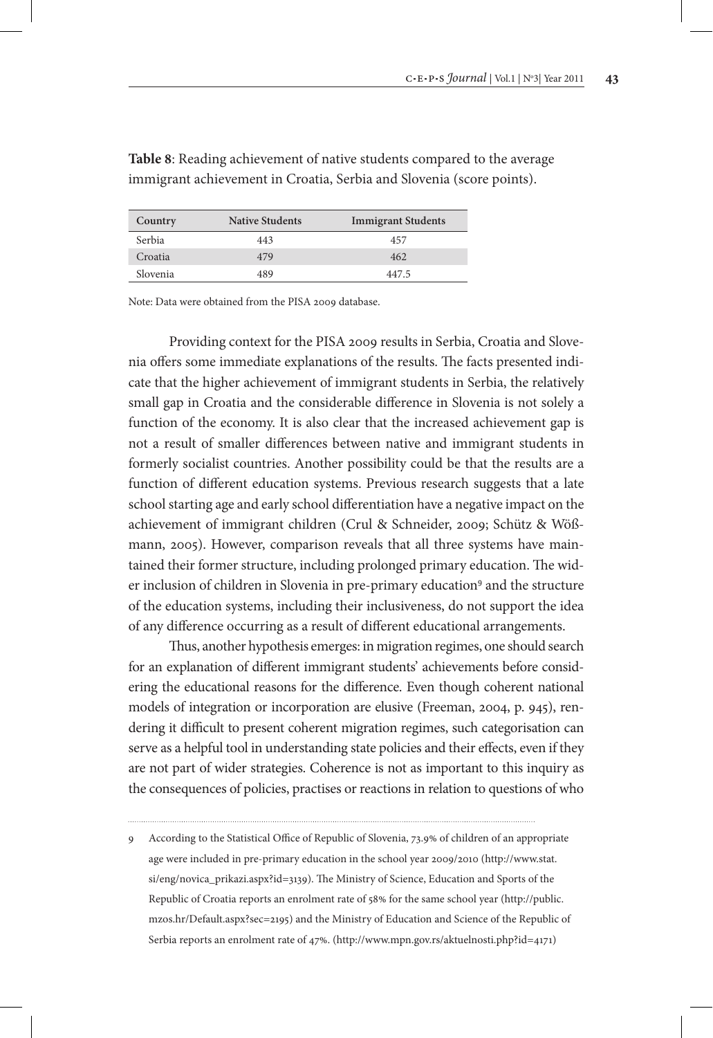**Table 8**: Reading achievement of native students compared to the average immigrant achievement in Croatia, Serbia and Slovenia (score points).

| Country | Native Students | Immigrant Students |
|---|---|---|
| Serbia | 443 | 457 |
| Croatia | 479 | 462 |
| Slovenia | 489 | 447.5 |

Note: Data were obtained from the PISA 2009 database.

Providing context for the PISA 2009 results in Serbia, Croatia and Slovenia offers some immediate explanations of the results. The facts presented indicate that the higher achievement of immigrant students in Serbia, the relatively small gap in Croatia and the considerable difference in Slovenia is not solely a function of the economy. It is also clear that the increased achievement gap is not a result of smaller differences between native and immigrant students in formerly socialist countries. Another possibility could be that the results are a function of different education systems. Previous research suggests that a late school starting age and early school differentiation have a negative impact on the achievement of immigrant children (Crul & Schneider, 2009; Schütz & Wößmann, 2005). However, comparison reveals that all three systems have maintained their former structure, including prolonged primary education. The wider inclusion of children in Slovenia in pre-primary education[9] and the structure of the education systems, including their inclusiveness, do not support the idea of any difference occurring as a result of different educational arrangements.

Thus, another hypothesis emerges: in migration regimes, one should search for an explanation of different immigrant students' achievements before considering the educational reasons for the difference. Even though coherent national models of integration or incorporation are elusive (Freeman, 2004, p. 945), rendering it difficult to present coherent migration regimes, such categorisation can serve as a helpful tool in understanding state policies and their effects, even if they are not part of wider strategies. Coherence is not as important to this inquiry as the consequences of policies, practises or reactions in relation to questions of who

9 According to the Statistical Office of Republic of Slovenia, 73.9% of children of an appropriate age were included in pre-primary education in the school year 2009/2010 (http://www.stat.si/eng/novica_prikazi.aspx?id=3139). The Ministry of Science, Education and Sports of the Republic of Croatia reports an enrolment rate of 58% for the same school year (http://public.mzos.hr/Default.aspx?sec=2195) and the Ministry of Education and Science of the Republic of Serbia reports an enrolment rate of 47%. (http://www.mpn.gov.rs/aktuelnosti.php?id=4171)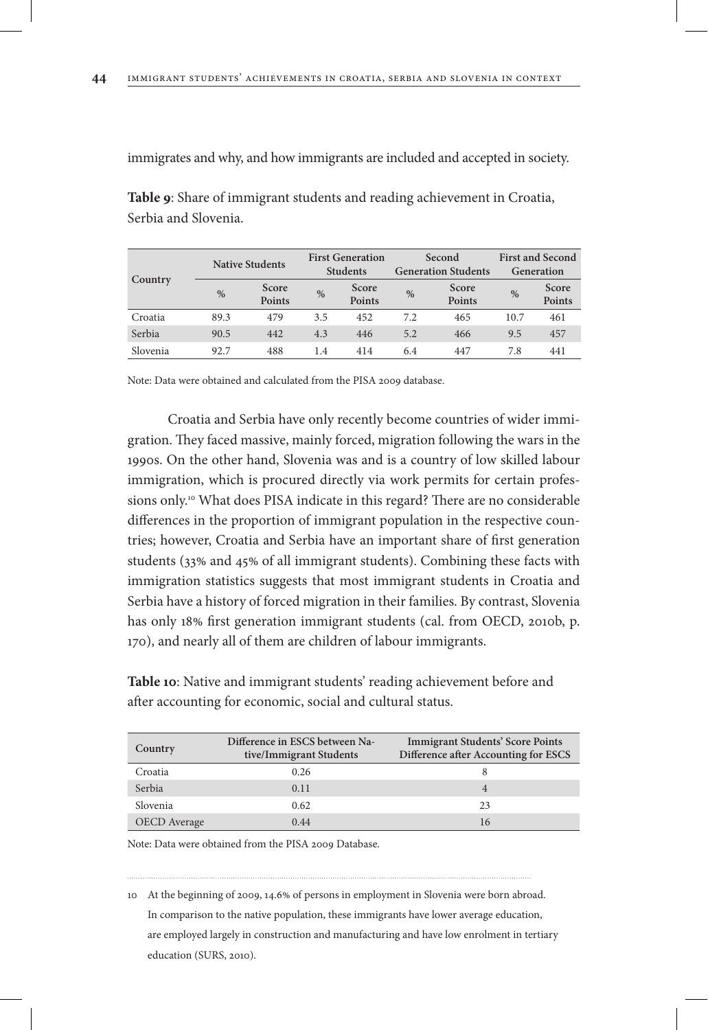immigrates and why, and how immigrants are included and accepted in society.

**Table 9**: Share of immigrant students and reading achievement in Croatia, Serbia and Slovenia.

| Country | Native Students | | First Generation Students | | Second Generation Students | | First and Second Generation | |
|---|---|---|---|---|---|---|---|---|
| | % | Score Points | % | Score Points | % | Score Points | % | Score Points |
| Croatia | 89.3 | 479 | 3.5 | 452 | 7.2 | 465 | 10.7 | 461 |
| Serbia | 90.5 | 442 | 4.3 | 446 | 5.2 | 466 | 9.5 | 457 |
| Slovenia | 92.7 | 488 | 1.4 | 414 | 6.4 | 447 | 7.8 | 441 |

Note: Data were obtained and calculated from the PISA 2009 database.

Croatia and Serbia have only recently become countries of wider immigration. They faced massive, mainly forced, migration following the wars in the 1990s. On the other hand, Slovenia was and is a country of low skilled labour immigration, which is procured directly via work permits for certain professions only.[10] What does PISA indicate in this regard? There are no considerable differences in the proportion of immigrant population in the respective countries; however, Croatia and Serbia have an important share of first generation students (33% and 45% of all immigrant students). Combining these facts with immigration statistics suggests that most immigrant students in Croatia and Serbia have a history of forced migration in their families. By contrast, Slovenia has only 18% first generation immigrant students (cal. from OECD, 2010b, p. 170), and nearly all of them are children of labour immigrants.

**Table 10**: Native and immigrant students' reading achievement before and after accounting for economic, social and cultural status.

| Country | Difference in ESCS between Native/Immigrant Students | Immigrant Students' Score Points Difference after Accounting for ESCS |
|---|---|---|
| Croatia | 0.26 | 8 |
| Serbia | 0.11 | 4 |
| Slovenia | 0.62 | 23 |
| OECD Average | 0.44 | 16 |

Note: Data were obtained from the PISA 2009 Database.

10 At the beginning of 2009, 14.6% of persons in employment in Slovenia were born abroad. In comparison to the native population, these immigrants have lower average education, are employed largely in construction and manufacturing and have low enrolment in tertiary education (SURS, 2010).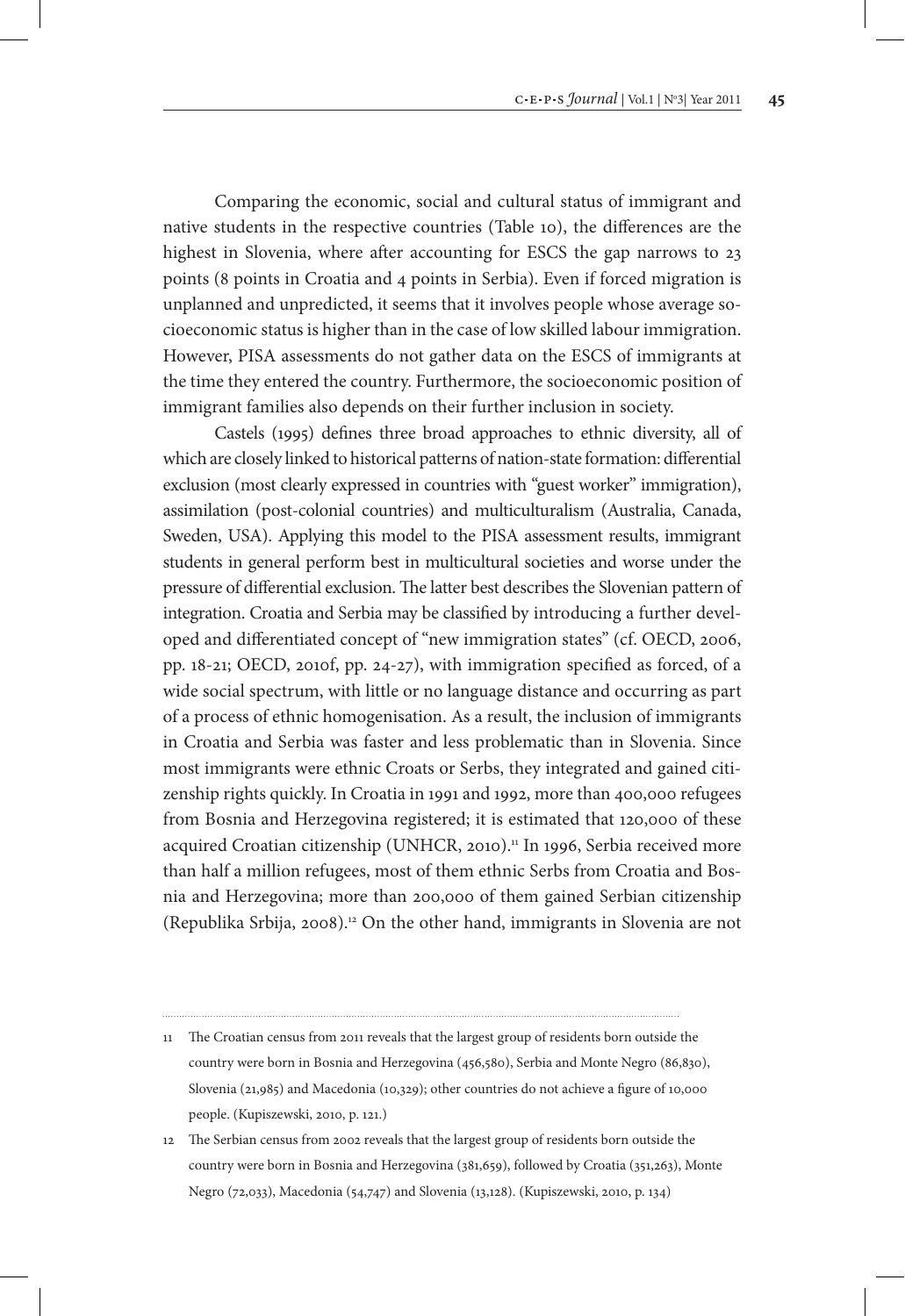Comparing the economic, social and cultural status of immigrant and native students in the respective countries (Table 10), the differences are the highest in Slovenia, where after accounting for ESCS the gap narrows to 23 points (8 points in Croatia and 4 points in Serbia). Even if forced migration is unplanned and unpredicted, it seems that it involves people whose average socioeconomic status is higher than in the case of low skilled labour immigration. However, PISA assessments do not gather data on the ESCS of immigrants at the time they entered the country. Furthermore, the socioeconomic position of immigrant families also depends on their further inclusion in society.

Castels (1995) defines three broad approaches to ethnic diversity, all of which are closely linked to historical patterns of nation-state formation: differential exclusion (most clearly expressed in countries with "guest worker" immigration), assimilation (post-colonial countries) and multiculturalism (Australia, Canada, Sweden, USA). Applying this model to the PISA assessment results, immigrant students in general perform best in multicultural societies and worse under the pressure of differential exclusion. The latter best describes the Slovenian pattern of integration. Croatia and Serbia may be classified by introducing a further developed and differentiated concept of "new immigration states" (cf. OECD, 2006, pp. 18-21; OECD, 2010f, pp. 24-27), with immigration specified as forced, of a wide social spectrum, with little or no language distance and occurring as part of a process of ethnic homogenisation. As a result, the inclusion of immigrants in Croatia and Serbia was faster and less problematic than in Slovenia. Since most immigrants were ethnic Croats or Serbs, they integrated and gained citizenship rights quickly. In Croatia in 1991 and 1992, more than 400,000 refugees from Bosnia and Herzegovina registered; it is estimated that 120,000 of these acquired Croatian citizenship (UNHCR, 2010).[11] In 1996, Serbia received more than half a million refugees, most of them ethnic Serbs from Croatia and Bosnia and Herzegovina; more than 200,000 of them gained Serbian citizenship (Republika Srbija, 2008).[12] On the other hand, immigrants in Slovenia are not

---

11 The Croatian census from 2011 reveals that the largest group of residents born outside the country were born in Bosnia and Herzegovina (456,580), Serbia and Monte Negro (86,830), Slovenia (21,985) and Macedonia (10,329); other countries do not achieve a figure of 10,000 people. (Kupiszewski, 2010, p. 121.)

12 The Serbian census from 2002 reveals that the largest group of residents born outside the country were born in Bosnia and Herzegovina (381,659), followed by Croatia (351,263), Monte Negro (72,033), Macedonia (54,747) and Slovenia (13,128). (Kupiszewski, 2010, p. 134)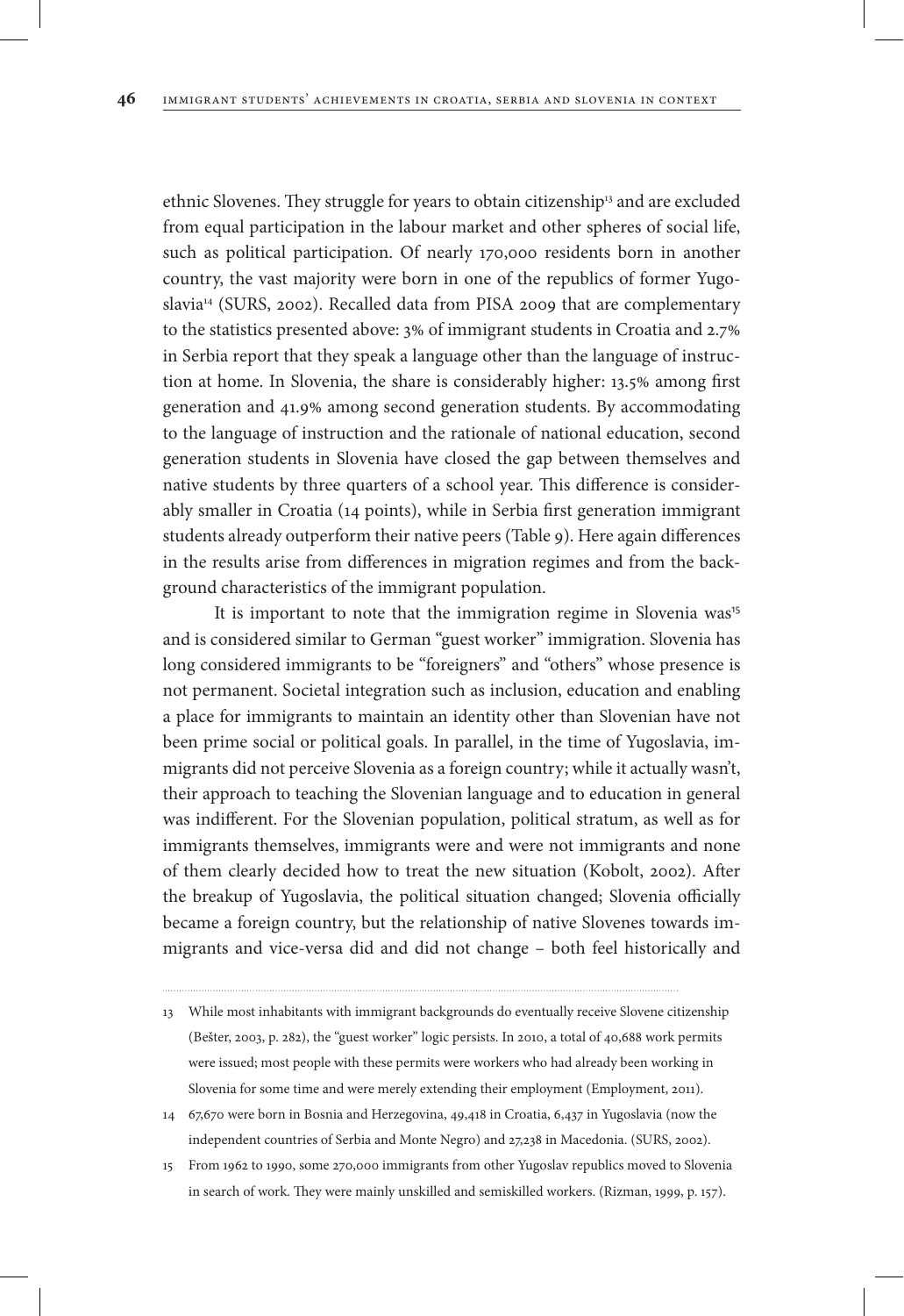ethnic Slovenes. They struggle for years to obtain citizenship[13] and are excluded from equal participation in the labour market and other spheres of social life, such as political participation. Of nearly 170,000 residents born in another country, the vast majority were born in one of the republics of former Yugoslavia[14] (SURS, 2002). Recalled data from PISA 2009 that are complementary to the statistics presented above: 3% of immigrant students in Croatia and 2.7% in Serbia report that they speak a language other than the language of instruction at home. In Slovenia, the share is considerably higher: 13.5% among first generation and 41.9% among second generation students. By accommodating to the language of instruction and the rationale of national education, second generation students in Slovenia have closed the gap between themselves and native students by three quarters of a school year. This difference is considerably smaller in Croatia (14 points), while in Serbia first generation immigrant students already outperform their native peers (Table 9). Here again differences in the results arise from differences in migration regimes and from the background characteristics of the immigrant population.

It is important to note that the immigration regime in Slovenia was[15] and is considered similar to German "guest worker" immigration. Slovenia has long considered immigrants to be "foreigners" and "others" whose presence is not permanent. Societal integration such as inclusion, education and enabling a place for immigrants to maintain an identity other than Slovenian have not been prime social or political goals. In parallel, in the time of Yugoslavia, immigrants did not perceive Slovenia as a foreign country; while it actually wasn't, their approach to teaching the Slovenian language and to education in general was indifferent. For the Slovenian population, political stratum, as well as for immigrants themselves, immigrants were and were not immigrants and none of them clearly decided how to treat the new situation (Kobolt, 2002). After the breakup of Yugoslavia, the political situation changed; Slovenia officially became a foreign country, but the relationship of native Slovenes towards immigrants and vice-versa did and did not change – both feel historically and

---

13 While most inhabitants with immigrant backgrounds do eventually receive Slovene citizenship (Bešter, 2003, p. 282), the "guest worker" logic persists. In 2010, a total of 40,688 work permits were issued; most people with these permits were workers who had already been working in Slovenia for some time and were merely extending their employment (Employment, 2011).

14 67,670 were born in Bosnia and Herzegovina, 49,418 in Croatia, 6,437 in Yugoslavia (now the independent countries of Serbia and Monte Negro) and 27,238 in Macedonia. (SURS, 2002).

15 From 1962 to 1990, some 270,000 immigrants from other Yugoslav republics moved to Slovenia in search of work. They were mainly unskilled and semiskilled workers. (Rizman, 1999, p. 157).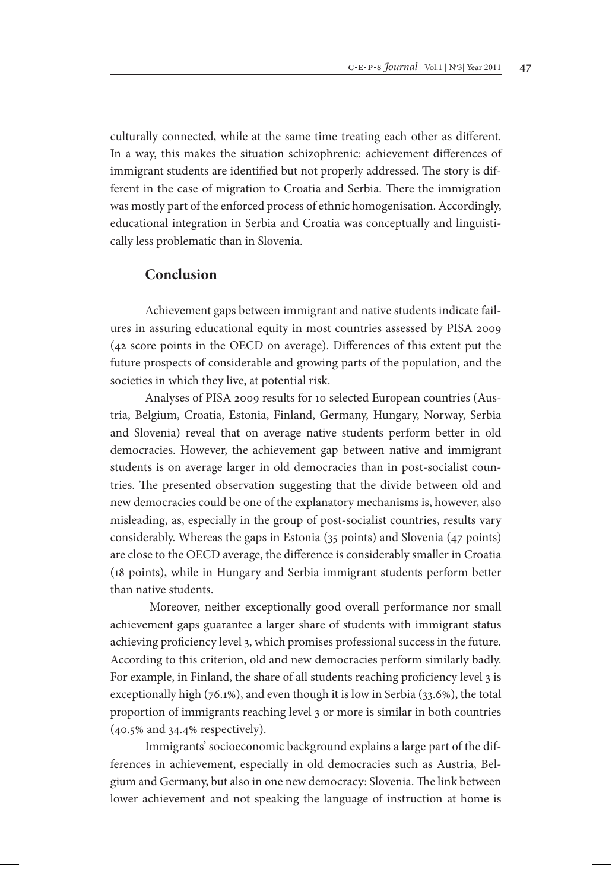culturally connected, while at the same time treating each other as different. In a way, this makes the situation schizophrenic: achievement differences of immigrant students are identified but not properly addressed. The story is different in the case of migration to Croatia and Serbia. There the immigration was mostly part of the enforced process of ethnic homogenisation. Accordingly, educational integration in Serbia and Croatia was conceptually and linguistically less problematic than in Slovenia.

## Conclusion

Achievement gaps between immigrant and native students indicate failures in assuring educational equity in most countries assessed by PISA 2009 (42 score points in the OECD on average). Differences of this extent put the future prospects of considerable and growing parts of the population, and the societies in which they live, at potential risk.

Analyses of PISA 2009 results for 10 selected European countries (Austria, Belgium, Croatia, Estonia, Finland, Germany, Hungary, Norway, Serbia and Slovenia) reveal that on average native students perform better in old democracies. However, the achievement gap between native and immigrant students is on average larger in old democracies than in post-socialist countries. The presented observation suggesting that the divide between old and new democracies could be one of the explanatory mechanisms is, however, also misleading, as, especially in the group of post-socialist countries, results vary considerably. Whereas the gaps in Estonia (35 points) and Slovenia (47 points) are close to the OECD average, the difference is considerably smaller in Croatia (18 points), while in Hungary and Serbia immigrant students perform better than native students.

Moreover, neither exceptionally good overall performance nor small achievement gaps guarantee a larger share of students with immigrant status achieving proficiency level 3, which promises professional success in the future. According to this criterion, old and new democracies perform similarly badly. For example, in Finland, the share of all students reaching proficiency level 3 is exceptionally high (76.1%), and even though it is low in Serbia (33.6%), the total proportion of immigrants reaching level 3 or more is similar in both countries (40.5% and 34.4% respectively).

Immigrants' socioeconomic background explains a large part of the differences in achievement, especially in old democracies such as Austria, Belgium and Germany, but also in one new democracy: Slovenia. The link between lower achievement and not speaking the language of instruction at home is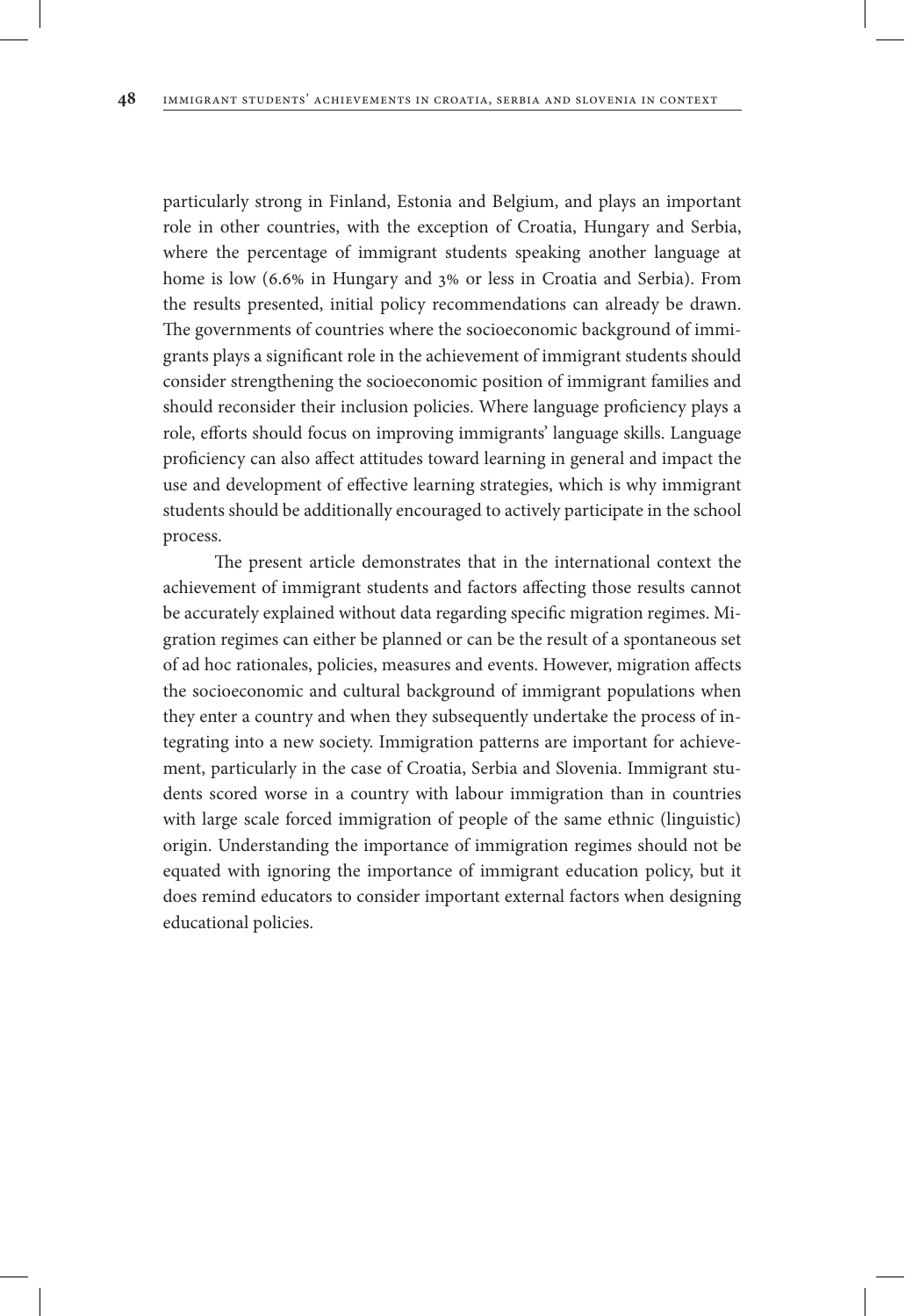particularly strong in Finland, Estonia and Belgium, and plays an important role in other countries, with the exception of Croatia, Hungary and Serbia, where the percentage of immigrant students speaking another language at home is low (6.6% in Hungary and 3% or less in Croatia and Serbia). From the results presented, initial policy recommendations can already be drawn. The governments of countries where the socioeconomic background of immigrants plays a significant role in the achievement of immigrant students should consider strengthening the socioeconomic position of immigrant families and should reconsider their inclusion policies. Where language proficiency plays a role, efforts should focus on improving immigrants' language skills. Language proficiency can also affect attitudes toward learning in general and impact the use and development of effective learning strategies, which is why immigrant students should be additionally encouraged to actively participate in the school process.

The present article demonstrates that in the international context the achievement of immigrant students and factors affecting those results cannot be accurately explained without data regarding specific migration regimes. Migration regimes can either be planned or can be the result of a spontaneous set of ad hoc rationales, policies, measures and events. However, migration affects the socioeconomic and cultural background of immigrant populations when they enter a country and when they subsequently undertake the process of integrating into a new society. Immigration patterns are important for achievement, particularly in the case of Croatia, Serbia and Slovenia. Immigrant students scored worse in a country with labour immigration than in countries with large scale forced immigration of people of the same ethnic (linguistic) origin. Understanding the importance of immigration regimes should not be equated with ignoring the importance of immigrant education policy, but it does remind educators to consider important external factors when designing educational policies.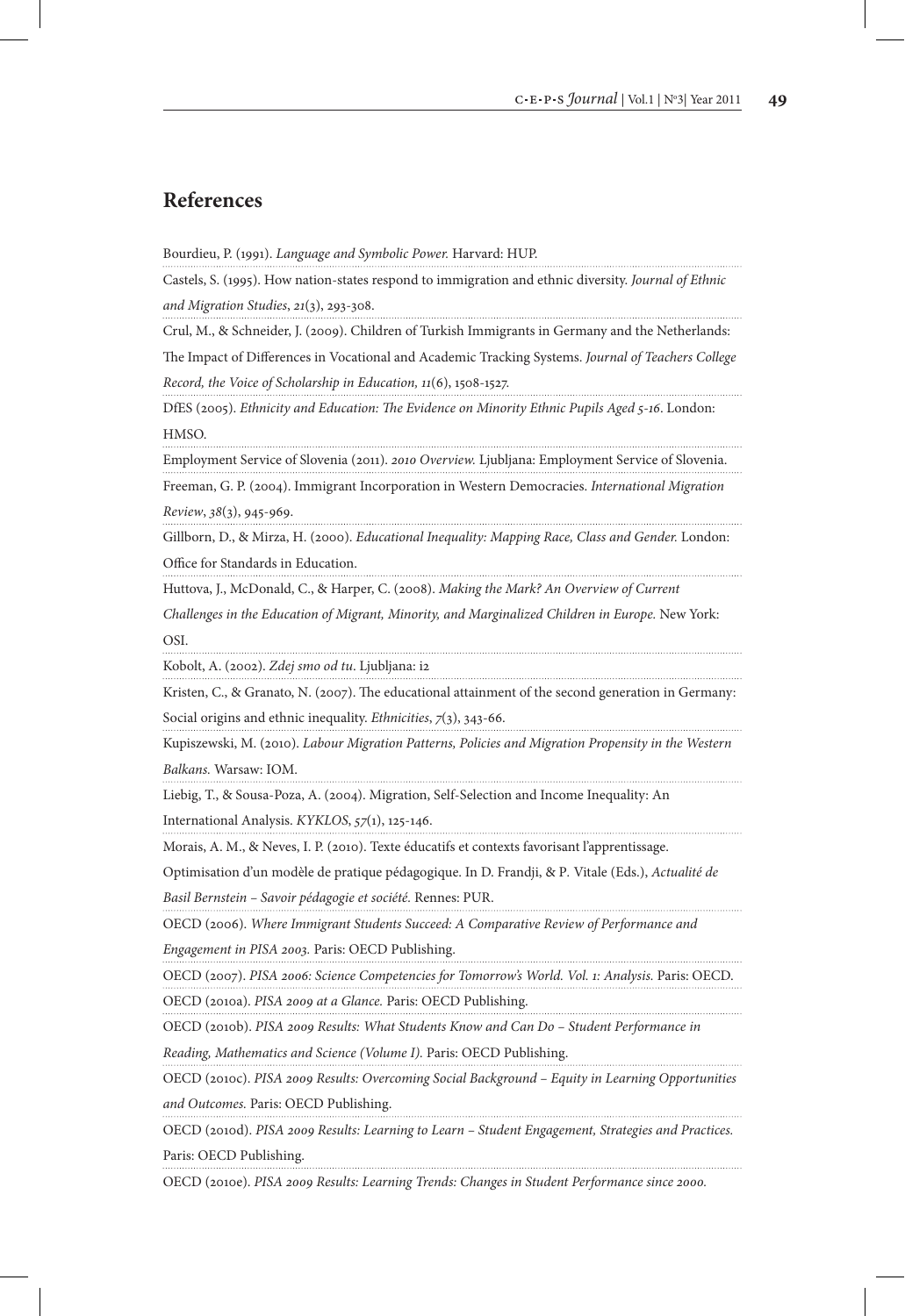## References

Bourdieu, P. (1991). *Language and Symbolic Power.* Harvard: HUP.

Castels, S. (1995). How nation-states respond to immigration and ethnic diversity. *Journal of Ethnic and Migration Studies*, *21*(3), 293-308.

Crul, M., & Schneider, J. (2009). Children of Turkish Immigrants in Germany and the Netherlands: The Impact of Differences in Vocational and Academic Tracking Systems. *Journal of Teachers College Record, the Voice of Scholarship in Education, 11*(6), 1508-1527.

DfES (2005). *Ethnicity and Education: The Evidence on Minority Ethnic Pupils Aged 5-16*. London: HMSO.

Employment Service of Slovenia (2011). *2010 Overview.* Ljubljana: Employment Service of Slovenia.

Freeman, G. P. (2004). Immigrant Incorporation in Western Democracies. *International Migration Review*, *38*(3), 945-969.

Gillborn, D., & Mirza, H. (2000). *Educational Inequality: Mapping Race, Class and Gender.* London: Office for Standards in Education.

Huttova, J., McDonald, C., & Harper, C. (2008). *Making the Mark? An Overview of Current Challenges in the Education of Migrant, Minority, and Marginalized Children in Europe.* New York: OSI.

Kobolt, A. (2002). *Zdej smo od tu*. Ljubljana: i2

Kristen, C., & Granato, N. (2007). The educational attainment of the second generation in Germany: Social origins and ethnic inequality. *Ethnicities*, *7*(3), 343-66.

Kupiszewski, M. (2010). *Labour Migration Patterns, Policies and Migration Propensity in the Western Balkans.* Warsaw: IOM.

Liebig, T., & Sousa-Poza, A. (2004). Migration, Self-Selection and Income Inequality: An International Analysis. *KYKLOS*, *57*(1), 125-146.

Morais, A. M., & Neves, I. P. (2010). Texte éducatifs et contexts favorisant l'apprentissage. Optimisation d'un modèle de pratique pédagogique. In D. Frandji, & P. Vitale (Eds.), *Actualité de Basil Bernstein – Savoir pédagogie et société.* Rennes: PUR.

OECD (2006). *Where Immigrant Students Succeed: A Comparative Review of Performance and Engagement in PISA 2003.* Paris: OECD Publishing.

OECD (2007). *PISA 2006: Science Competencies for Tomorrow's World. Vol. 1: Analysis.* Paris: OECD.

OECD (2010a). *PISA 2009 at a Glance.* Paris: OECD Publishing.

OECD (2010b). *PISA 2009 Results: What Students Know and Can Do – Student Performance in Reading, Mathematics and Science (Volume I).* Paris: OECD Publishing.

OECD (2010c). *PISA 2009 Results: Overcoming Social Background – Equity in Learning Opportunities and Outcomes.* Paris: OECD Publishing.

OECD (2010d). *PISA 2009 Results: Learning to Learn – Student Engagement, Strategies and Practices.* Paris: OECD Publishing.

OECD (2010e). *PISA 2009 Results: Learning Trends: Changes in Student Performance since 2000.*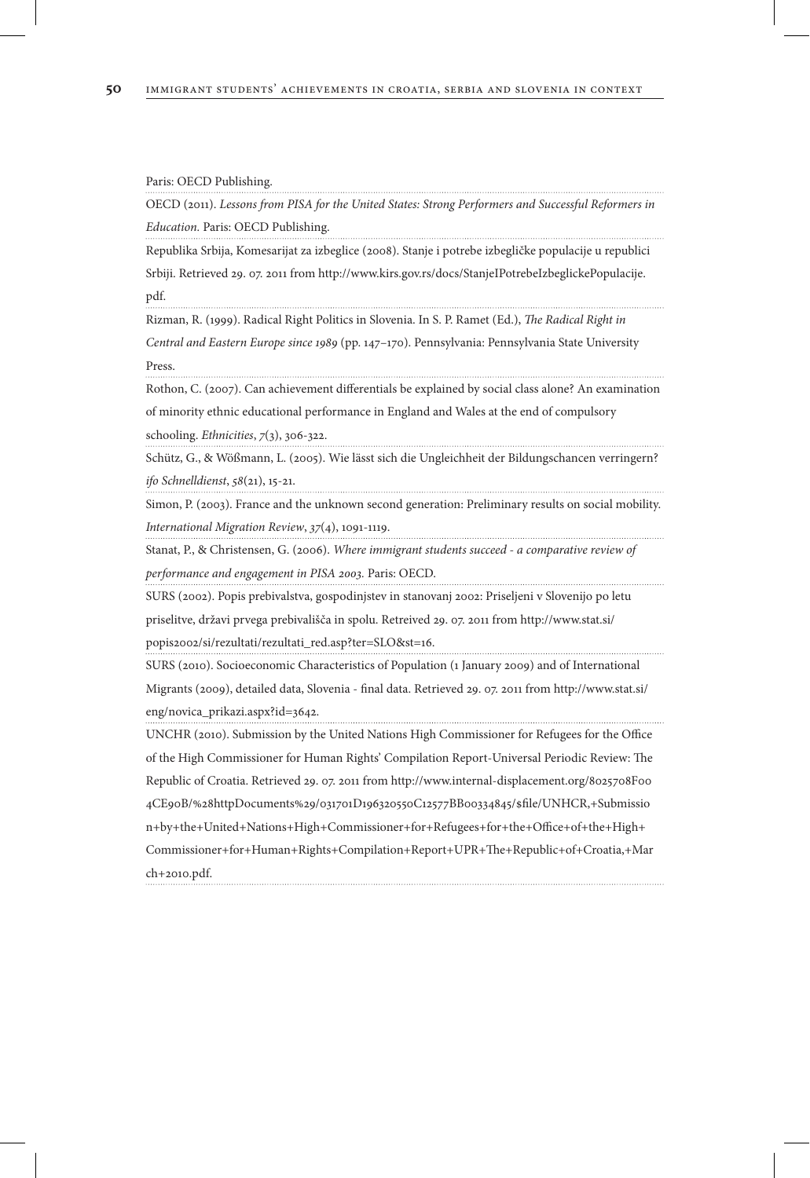Paris: OECD Publishing.

OECD (2011). *Lessons from PISA for the United States: Strong Performers and Successful Reformers in Education.* Paris: OECD Publishing.

Republika Srbija, Komesarijat za izbeglice (2008). Stanje i potrebe izbegličke populacije u republici Srbiji. Retrieved 29. 07. 2011 from http://www.kirs.gov.rs/docs/StanjeIPotrebeIzbeglickePopulacije.pdf.

Rizman, R. (1999). Radical Right Politics in Slovenia. In S. P. Ramet (Ed.), *The Radical Right in Central and Eastern Europe since 1989* (pp. 147–170). Pennsylvania: Pennsylvania State University Press.

Rothon, C. (2007). Can achievement differentials be explained by social class alone? An examination of minority ethnic educational performance in England and Wales at the end of compulsory schooling. *Ethnicities*, *7*(3), 306-322.

Schütz, G., & Wößmann, L. (2005). Wie lässt sich die Ungleichheit der Bildungschancen verringern? *ifo Schnelldienst*, *58*(21), 15-21.

Simon, P. (2003). France and the unknown second generation: Preliminary results on social mobility. *International Migration Review*, *37*(4), 1091-1119.

Stanat, P., & Christensen, G. (2006). *Where immigrant students succeed - a comparative review of performance and engagement in PISA 2003.* Paris: OECD.

SURS (2002). Popis prebivalstva, gospodinjstev in stanovanj 2002: Priseljeni v Slovenijo po letu priselitve, državi prvega prebivališča in spolu. Retreived 29. 07. 2011 from http://www.stat.si/popis2002/si/rezultati/rezultati_red.asp?ter=SLO&st=16.

SURS (2010). Socioeconomic Characteristics of Population (1 January 2009) and of International Migrants (2009), detailed data, Slovenia - final data. Retrieved 29. 07. 2011 from http://www.stat.si/eng/novica_prikazi.aspx?id=3642.

UNCHR (2010). Submission by the United Nations High Commissioner for Refugees for the Office of the High Commissioner for Human Rights' Compilation Report-Universal Periodic Review: The Republic of Croatia. Retrieved 29. 07. 2011 from http://www.internal-displacement.org/8025708F004CE90B/%28httpDocuments%29/031701D196320550C12577BB00334845/$file/UNHCR,+Submission+by+the+United+Nations+High+Commissioner+for+Refugees+for+the+Office+of+the+High+Commissioner+for+Human+Rights+Compilation+Report+UPR+The+Republic+of+Croatia,+March+2010.pdf.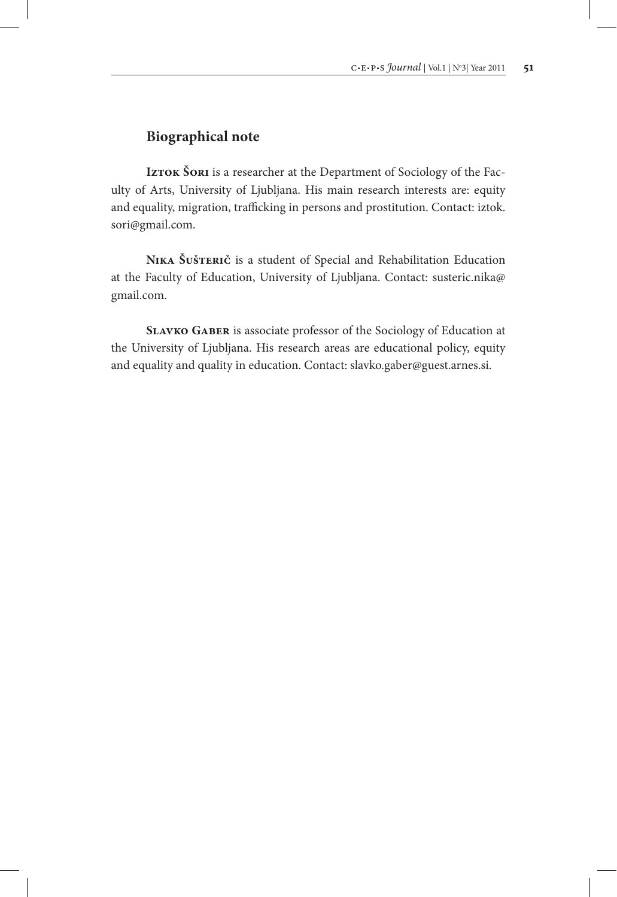## Biographical note

**Iztok Šori** is a researcher at the Department of Sociology of the Faculty of Arts, University of Ljubljana. His main research interests are: equity and equality, migration, trafficking in persons and prostitution. Contact: iztok.sori@gmail.com.

**Nika Šušterič** is a student of Special and Rehabilitation Education at the Faculty of Education, University of Ljubljana. Contact: susteric.nika@gmail.com.

**Slavko Gaber** is associate professor of the Sociology of Education at the University of Ljubljana. His research areas are educational policy, equity and equality and quality in education. Contact: slavko.gaber@guest.arnes.si.